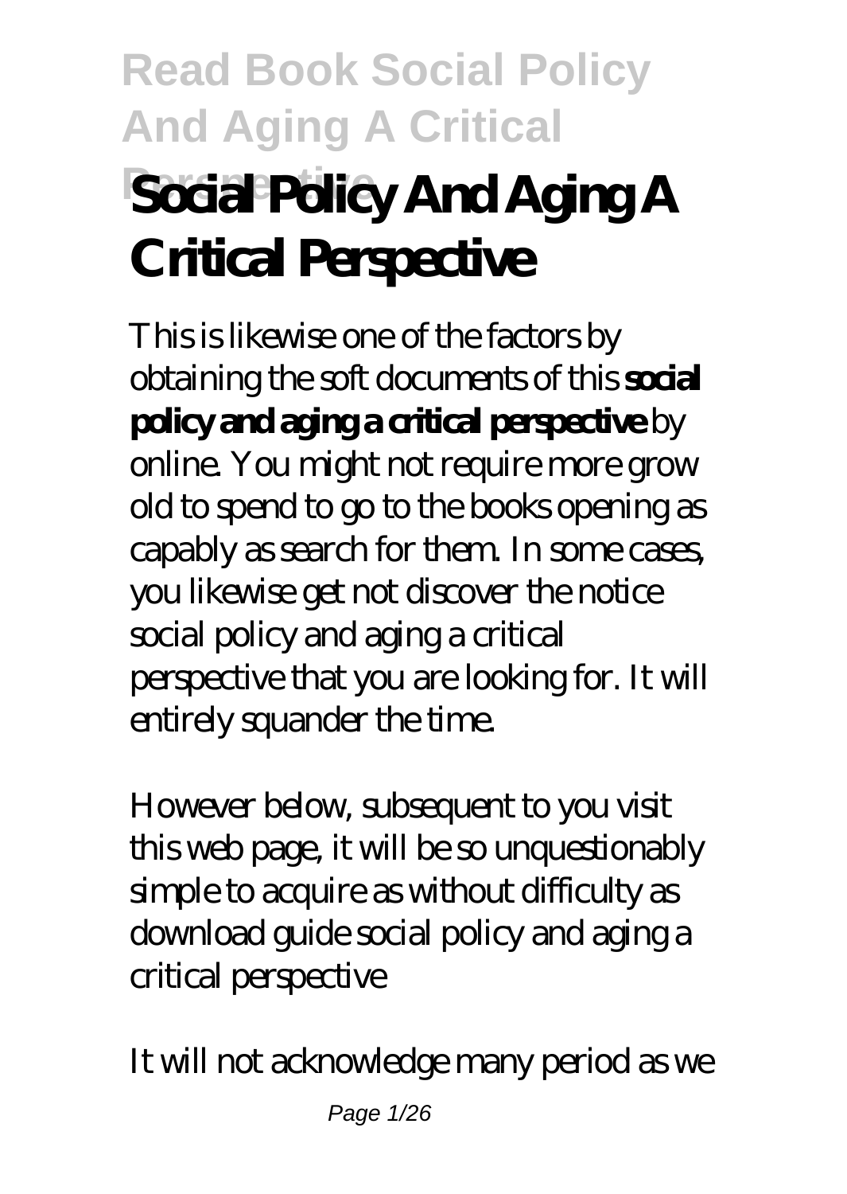# Read Book Social Policy And Aging A Critical Perspective

# Social Policy And Aging A Critical Perspective

This is likewise one of the factors by obtaining the soft documents of this **social policy and aging a critical perspective** by online. You might not require more grow old to spend to go to the books opening as capably as search for them. In some cases, you likewise get not discover the notice social policy and aging a critical perspective that you are looking for. It will entirely squander the time.

However below, subsequent to you visit this web page, it will be so unquestionably simple to acquire as without difficulty as download guide social policy and aging a critical perspective

It will not acknowledge many period as we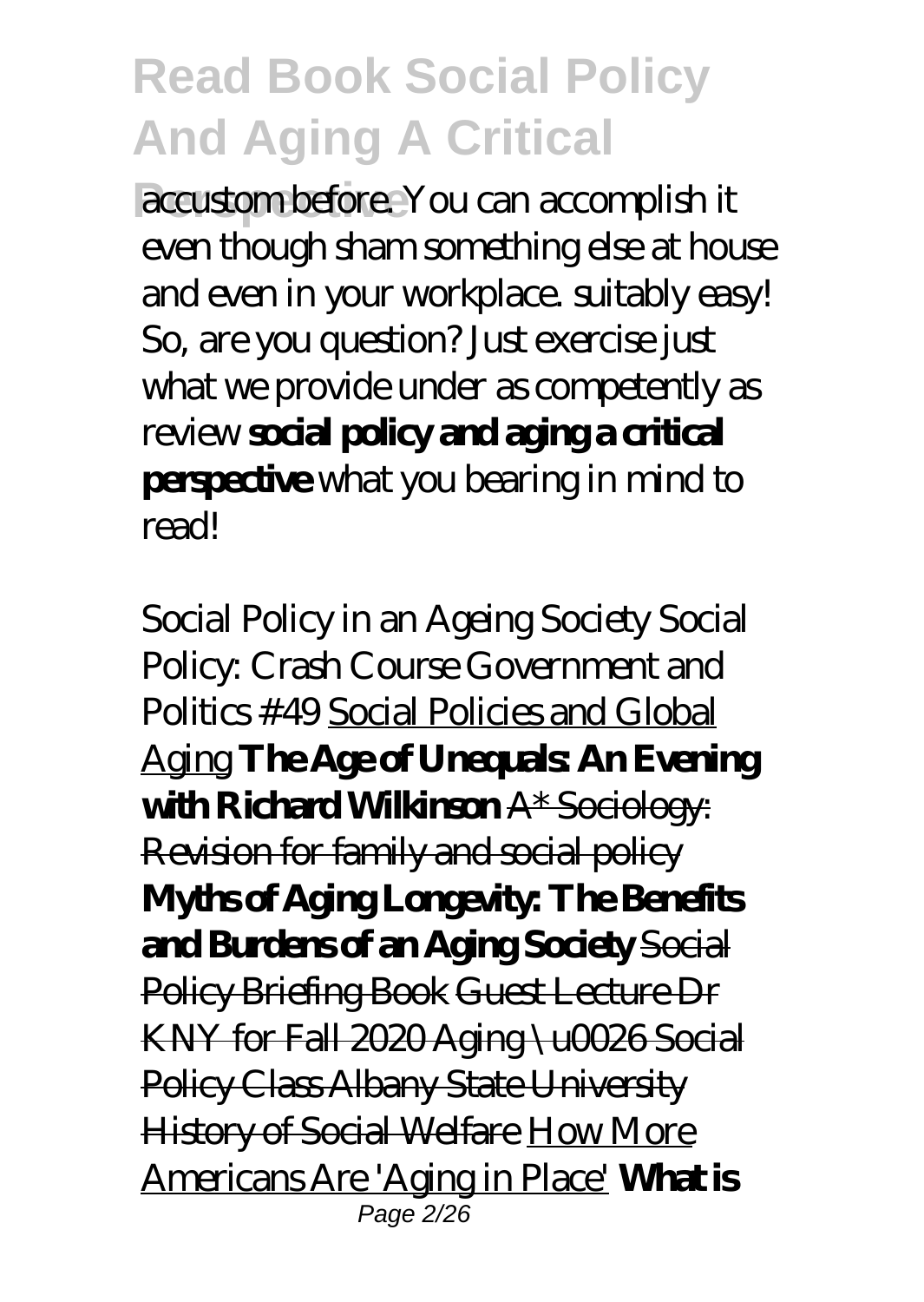accustom before. You can accomplish it even though sham something else at house and even in your workplace. suitably easy! So, are you question? Just exercise just what we provide under as competently as review **social policy and aging a critical perspective** what you bearing in mind to read!

*Social Policy in an Ageing Society* *Social Policy: Crash Course Government and Politics #49* Social Policies and Global Aging **The Age of Unequals: An Evening with Richard Wilkinson** ~~A* Sociology: Revision for family and social policy~~ **Myths of Aging Longevity: The Benefits and Burdens of an Aging Society** ~~Social Policy Briefing Book~~ ~~Guest Lecture Dr KNY for Fall 2020 Aging \u0026 Social Policy Class Albany State University~~ ~~History of Social Welfare~~ How More Americans Are 'Aging in Place' **What is**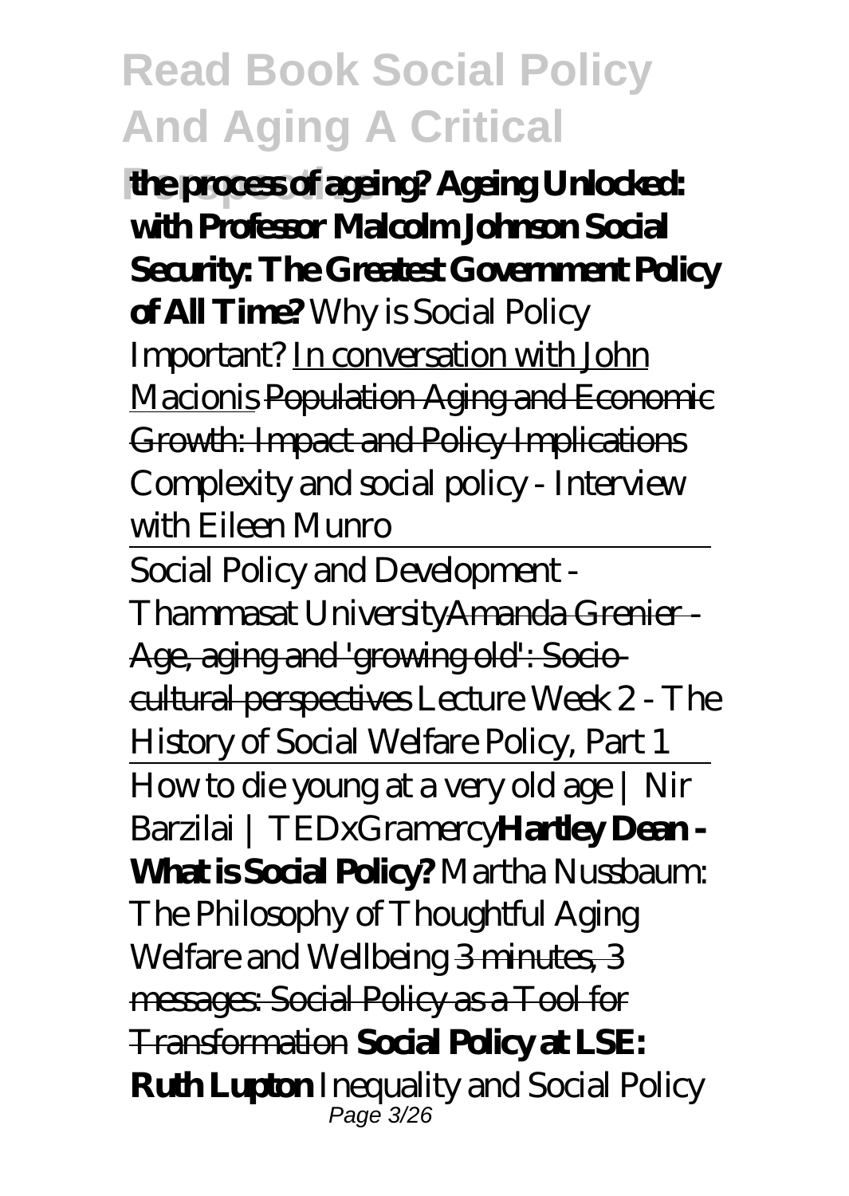**the process of ageing? Ageing Unlocked: with Professor Malcolm Johnson Social Security: The Greatest Government Policy of All Time?** *Why is Social Policy Important?* In conversation with John Macionis ~~Population Aging and Economic Growth: Impact and Policy Implications~~ *Complexity and social policy - Interview with Eileen Munro*

Social Policy and Development - Thammasat University~~Amanda Grenier - Age, aging and 'growing old': Socio-cultural perspectives~~ *Lecture Week 2 - The History of Social Welfare Policy, Part 1*

How to die young at a very old age | Nir Barzilai | TEDxGramercy**Hartley Dean - What is Social Policy?** *Martha Nussbaum: The Philosophy of Thoughtful Aging* *Welfare and Wellbeing* ~~3 minutes, 3 messages: Social Policy as a Tool for Transformation~~ **Social Policy at LSE: Ruth Lupton** *Inequality and Social Policy*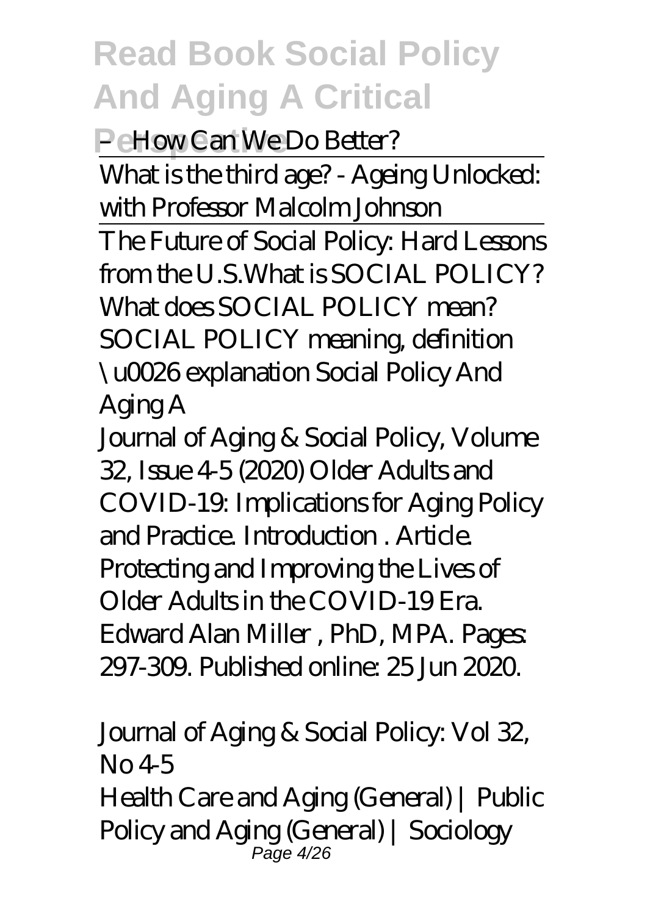– How Can We Do Better?

What is the third age? - Ageing Unlocked: with Professor Malcolm Johnson

The Future of Social Policy: Hard Lessons from the U.S.*What is SOCIAL POLICY? What does SOCIAL POLICY mean? SOCIAL POLICY meaning, definition \u0026 explanation* Social Policy And Aging A

Journal of Aging & Social Policy, Volume 32, Issue 4-5 (2020) Older Adults and COVID-19: Implications for Aging Policy and Practice. Introduction . Article. Protecting and Improving the Lives of Older Adults in the COVID-19 Era. Edward Alan Miller , PhD, MPA. Pages: 297-309. Published online: 25 Jun 2020.

Journal of Aging & Social Policy: Vol 32, No 4-5

Health Care and Aging (General) | Public Policy and Aging (General) | Sociology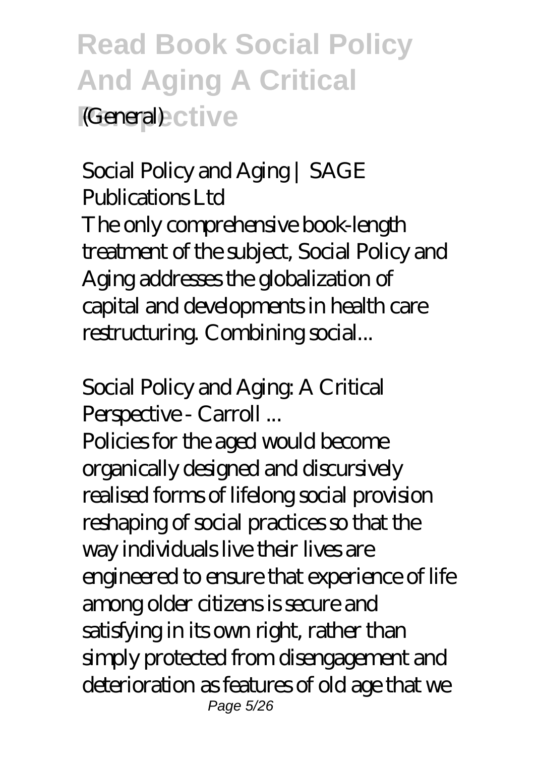(General)

## Social Policy and Aging | SAGE Publications Ltd

The only comprehensive book-length treatment of the subject, Social Policy and Aging addresses the globalization of capital and developments in health care restructuring. Combining social...

## Social Policy and Aging: A Critical Perspective - Carroll ...

Policies for the aged would become organically designed and discursively realised forms of lifelong social provision reshaping of social practices so that the way individuals live their lives are engineered to ensure that experience of life among older citizens is secure and satisfying in its own right, rather than simply protected from disengagement and deterioration as features of old age that we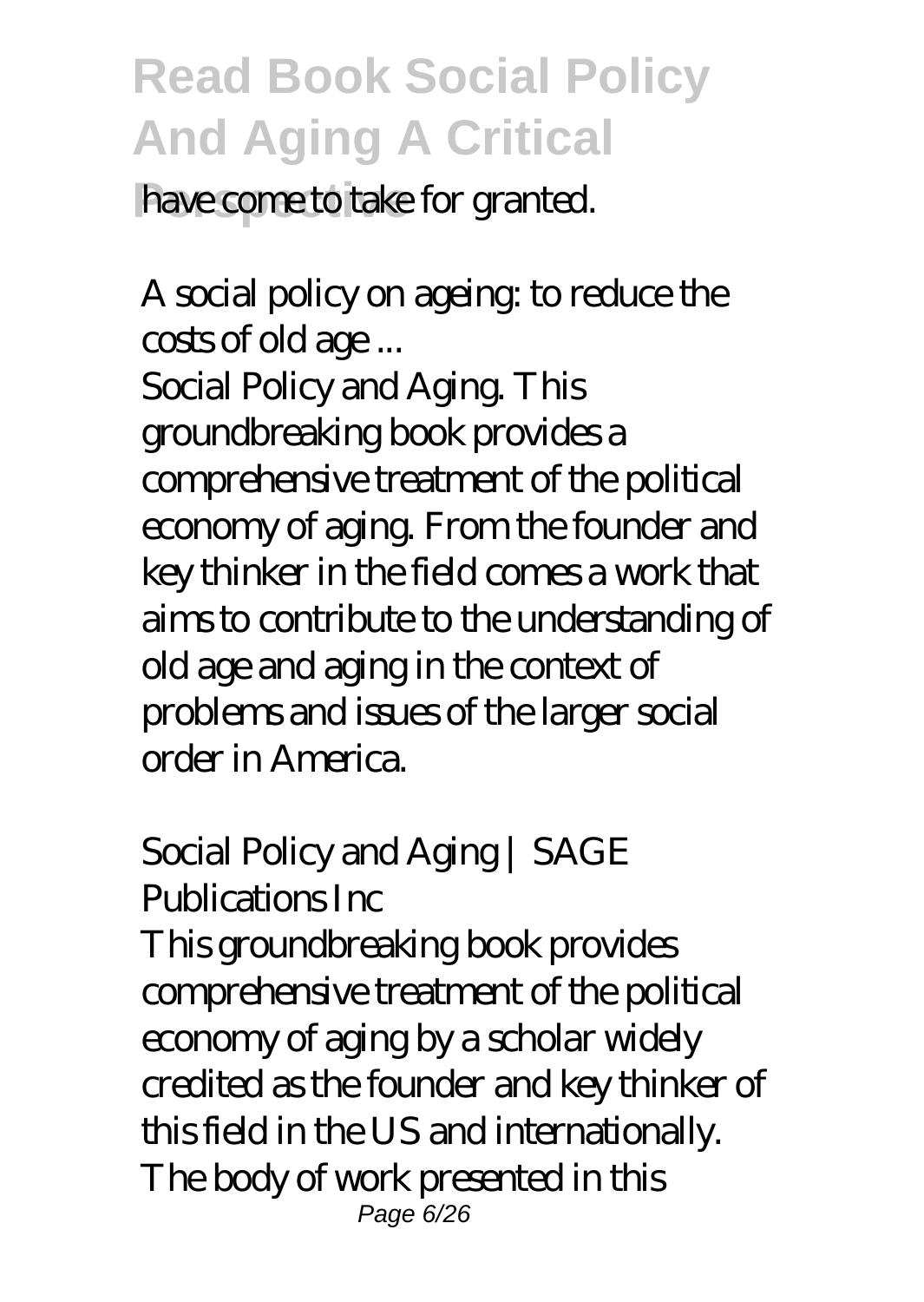have come to take for granted.

### A social policy on ageing: to reduce the costs of old age ...

Social Policy and Aging. This groundbreaking book provides a comprehensive treatment of the political economy of aging. From the founder and key thinker in the field comes a work that aims to contribute to the understanding of old age and aging in the context of problems and issues of the larger social order in America.

### Social Policy and Aging | SAGE Publications Inc

This groundbreaking book provides comprehensive treatment of the political economy of aging by a scholar widely credited as the founder and key thinker of this field in the US and internationally. The body of work presented in this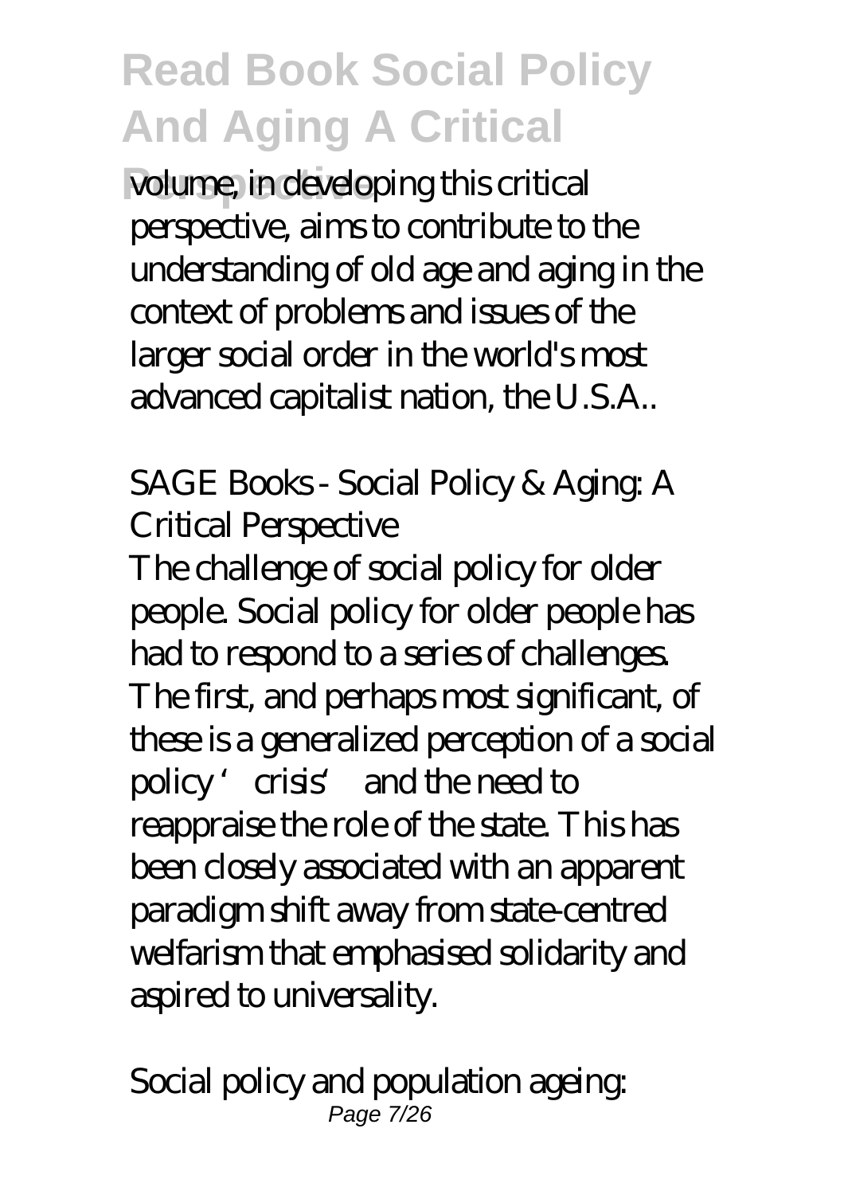volume, in developing this critical perspective, aims to contribute to the understanding of old age and aging in the context of problems and issues of the larger social order in the world's most advanced capitalist nation, the U.S.A..

*SAGE Books - Social Policy & Aging: A Critical Perspective*

The challenge of social policy for older people. Social policy for older people has had to respond to a series of challenges. The first, and perhaps most significant, of these is a generalized perception of a social policy 'crisis' and the need to reappraise the role of the state. This has been closely associated with an apparent paradigm shift away from state-centred welfarism that emphasised solidarity and aspired to universality.

*Social policy and population ageing:*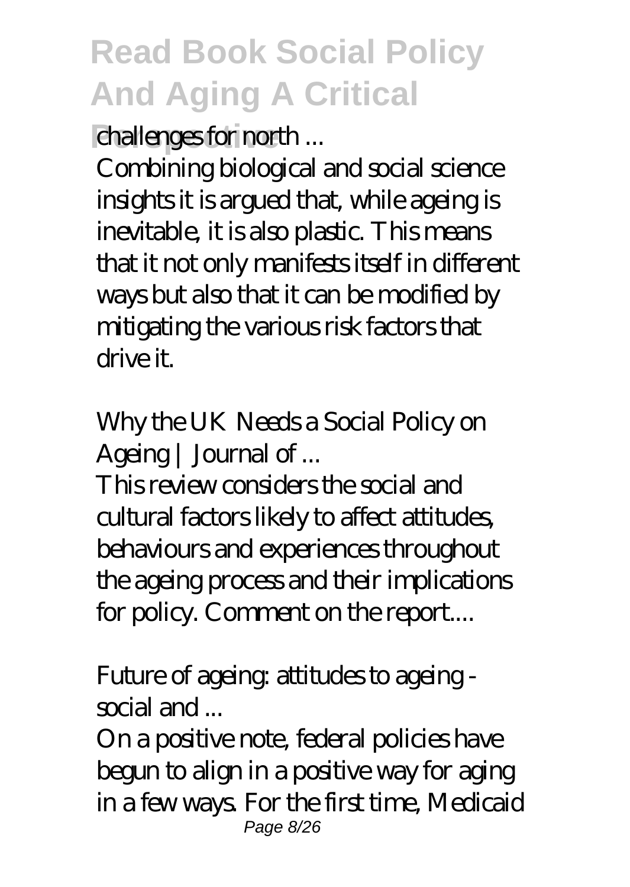challenges for north ...

Combining biological and social science insights it is argued that, while ageing is inevitable, it is also plastic. This means that it not only manifests itself in different ways but also that it can be modified by mitigating the various risk factors that drive it.

*Why the UK Needs a Social Policy on Ageing | Journal of ...*

This review considers the social and cultural factors likely to affect attitudes, behaviours and experiences throughout the ageing process and their implications for policy. Comment on the report....

*Future of ageing: attitudes to ageing - social and ...*

On a positive note, federal policies have begun to align in a positive way for aging in a few ways. For the first time, Medicaid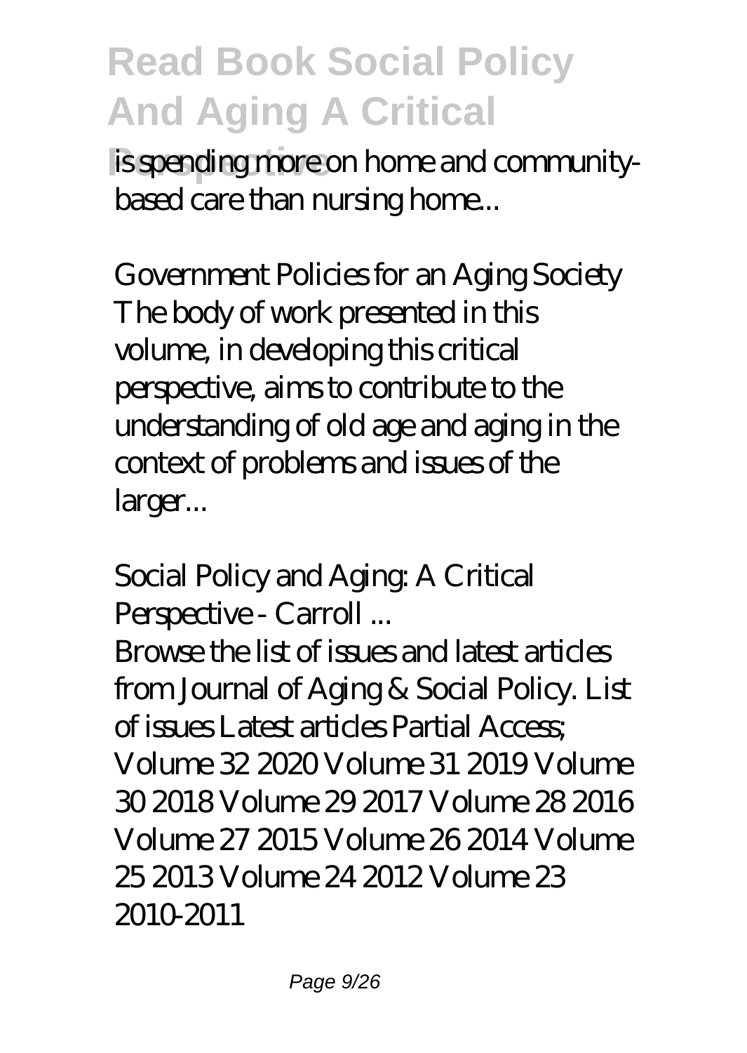is spending more on home and community-based care than nursing home...

*Government Policies for an Aging Society*
The body of work presented in this volume, in developing this critical perspective, aims to contribute to the understanding of old age and aging in the context of problems and issues of the larger...

*Social Policy and Aging: A Critical Perspective - Carroll ...*
Browse the list of issues and latest articles from Journal of Aging & Social Policy. List of issues Latest articles Partial Access; Volume 32 2020 Volume 31 2019 Volume 30 2018 Volume 29 2017 Volume 28 2016 Volume 27 2015 Volume 26 2014 Volume 25 2013 Volume 24 2012 Volume 23 2010-2011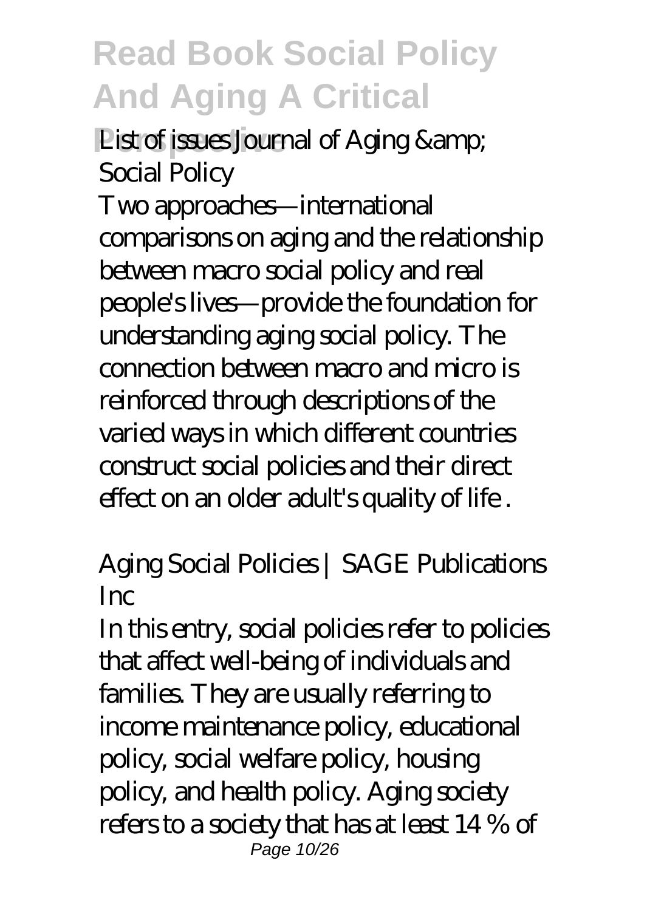## List of issues Journal of Aging &amp; Social Policy

Two approaches—international comparisons on aging and the relationship between macro social policy and real people's lives—provide the foundation for understanding aging social policy. The connection between macro and micro is reinforced through descriptions of the varied ways in which different countries construct social policies and their direct effect on an older adult's quality of life .

## Aging Social Policies | SAGE Publications Inc

In this entry, social policies refer to policies that affect well-being of individuals and families. They are usually referring to income maintenance policy, educational policy, social welfare policy, housing policy, and health policy. Aging society refers to a society that has at least 14 % of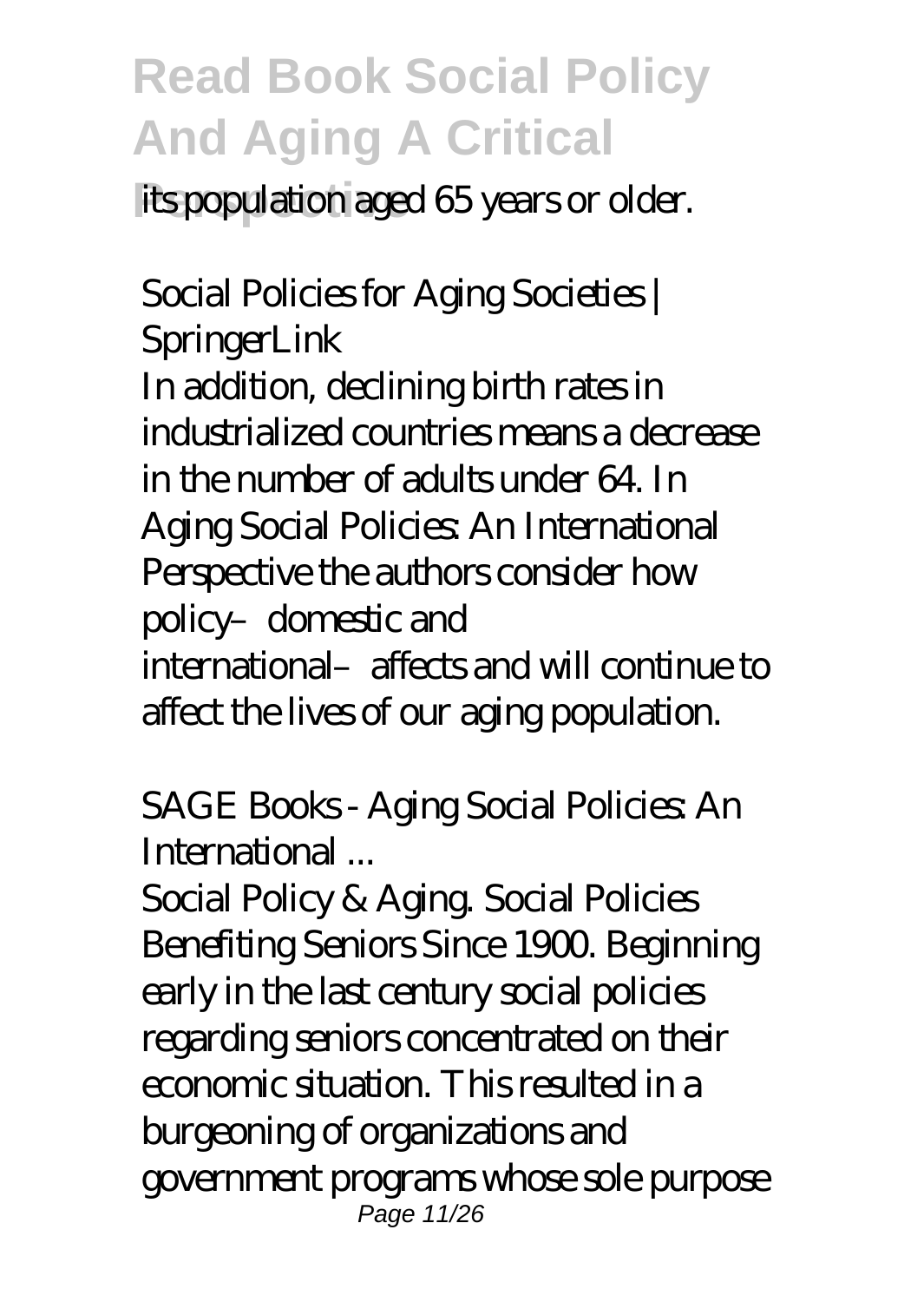its population aged 65 years or older.

*Social Policies for Aging Societies | SpringerLink*

In addition, declining birth rates in industrialized countries means a decrease in the number of adults under 64. In Aging Social Policies: An International Perspective the authors consider how policy–domestic and international–affects and will continue to affect the lives of our aging population.

*SAGE Books - Aging Social Policies: An International ...*

Social Policy & Aging. Social Policies Benefiting Seniors Since 1900. Beginning early in the last century social policies regarding seniors concentrated on their economic situation. This resulted in a burgeoning of organizations and government programs whose sole purpose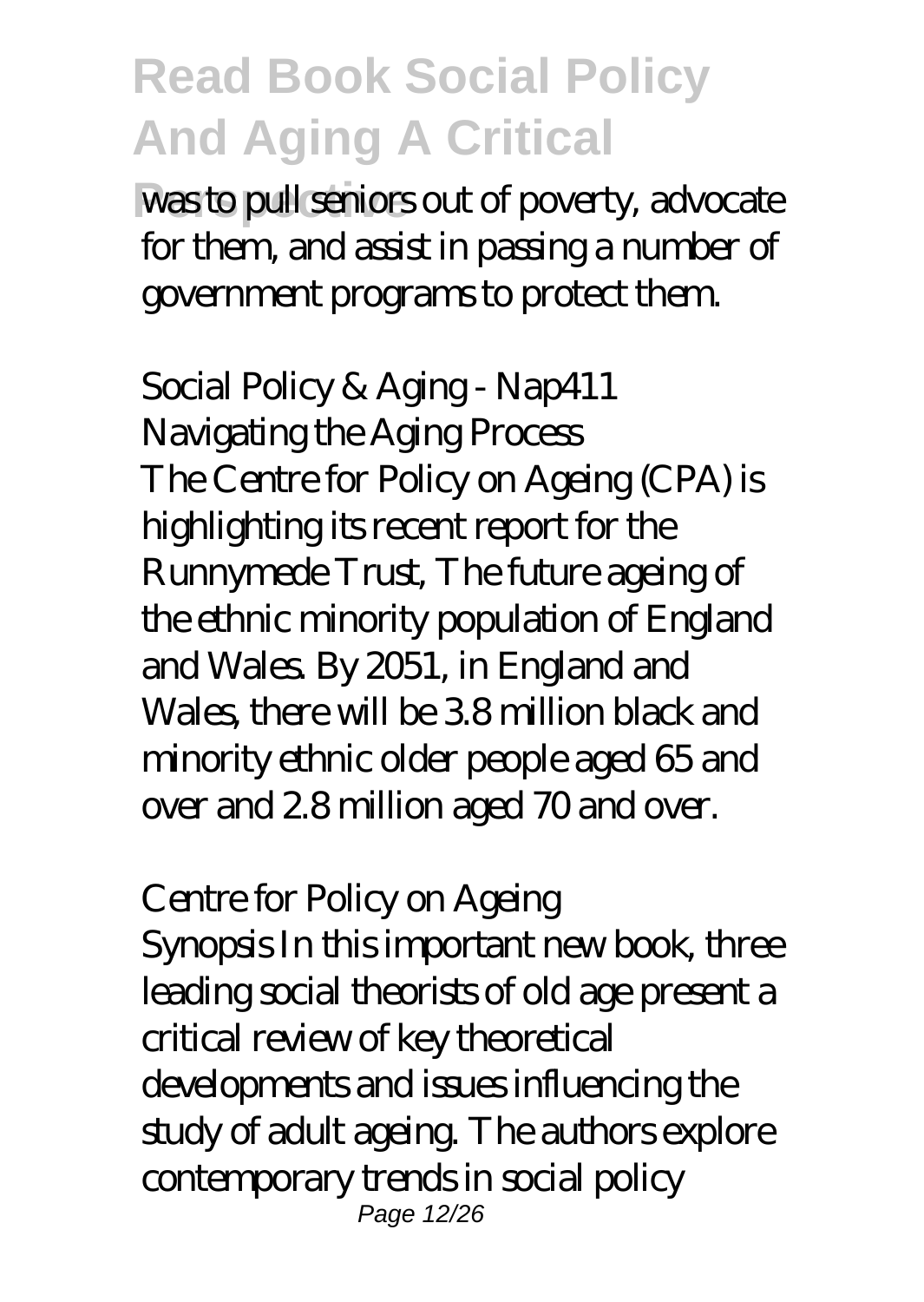was to pull seniors out of poverty, advocate for them, and assist in passing a number of government programs to protect them.

*Social Policy & Aging - Nap411*

*Navigating the Aging Process*

The Centre for Policy on Ageing (CPA) is highlighting its recent report for the Runnymede Trust, The future ageing of the ethnic minority population of England and Wales. By 2051, in England and Wales, there will be 3.8 million black and minority ethnic older people aged 65 and over and 2.8 million aged 70 and over.

*Centre for Policy on Ageing*

Synopsis In this important new book, three leading social theorists of old age present a critical review of key theoretical developments and issues influencing the study of adult ageing. The authors explore contemporary trends in social policy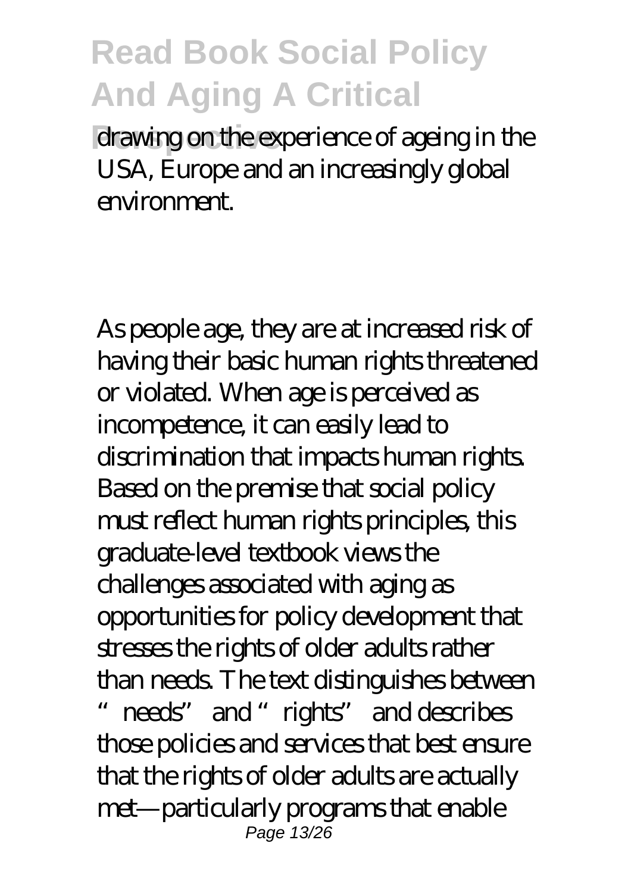drawing on the experience of ageing in the USA, Europe and an increasingly global environment.

As people age, they are at increased risk of having their basic human rights threatened or violated. When age is perceived as incompetence, it can easily lead to discrimination that impacts human rights. Based on the premise that social policy must reflect human rights principles, this graduate-level textbook views the challenges associated with aging as opportunities for policy development that stresses the rights of older adults rather than needs. The text distinguishes between "needs" and "rights" and describes those policies and services that best ensure that the rights of older adults are actually met—particularly programs that enable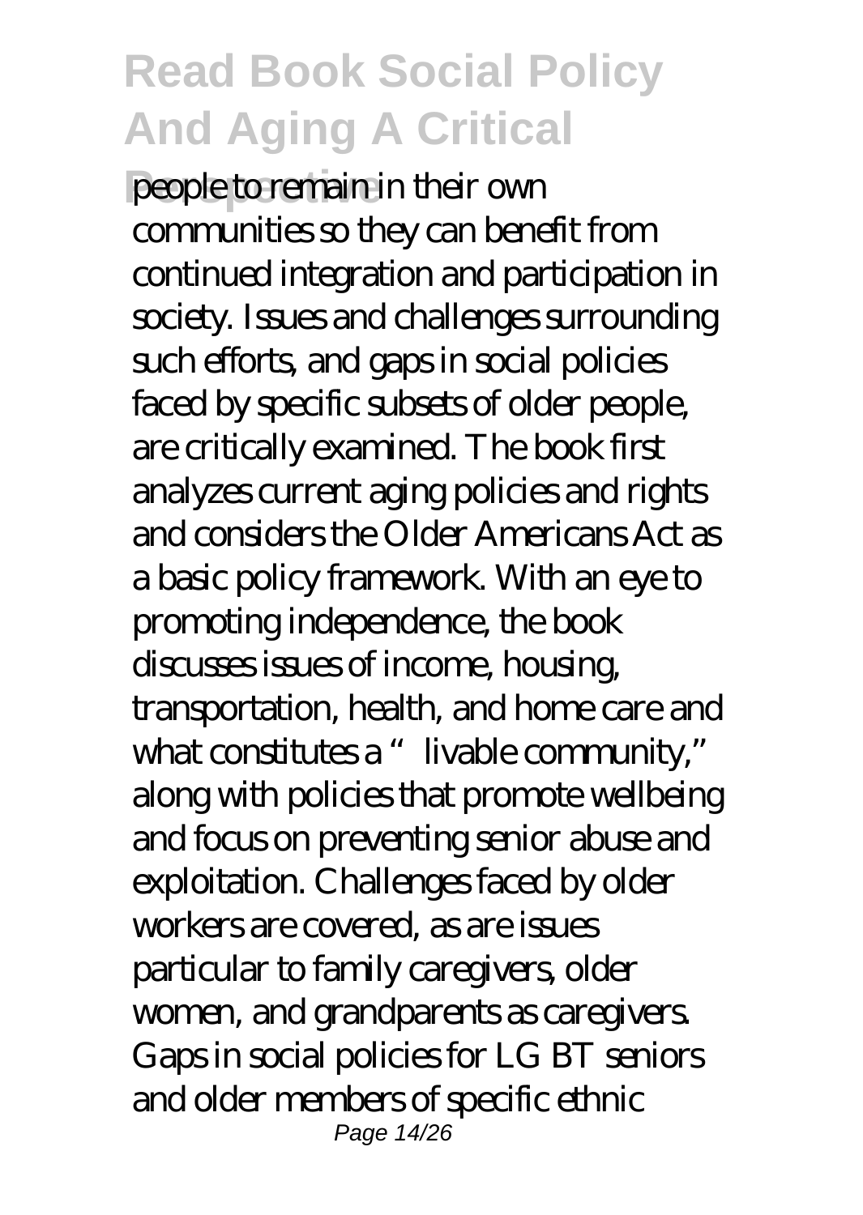people to remain in their own communities so they can benefit from continued integration and participation in society. Issues and challenges surrounding such efforts, and gaps in social policies faced by specific subsets of older people, are critically examined. The book first analyzes current aging policies and rights and considers the Older Americans Act as a basic policy framework. With an eye to promoting independence, the book discusses issues of income, housing, transportation, health, and home care and what constitutes a "livable community," along with policies that promote wellbeing and focus on preventing senior abuse and exploitation. Challenges faced by older workers are covered, as are issues particular to family caregivers, older women, and grandparents as caregivers. Gaps in social policies for LG BT seniors and older members of specific ethnic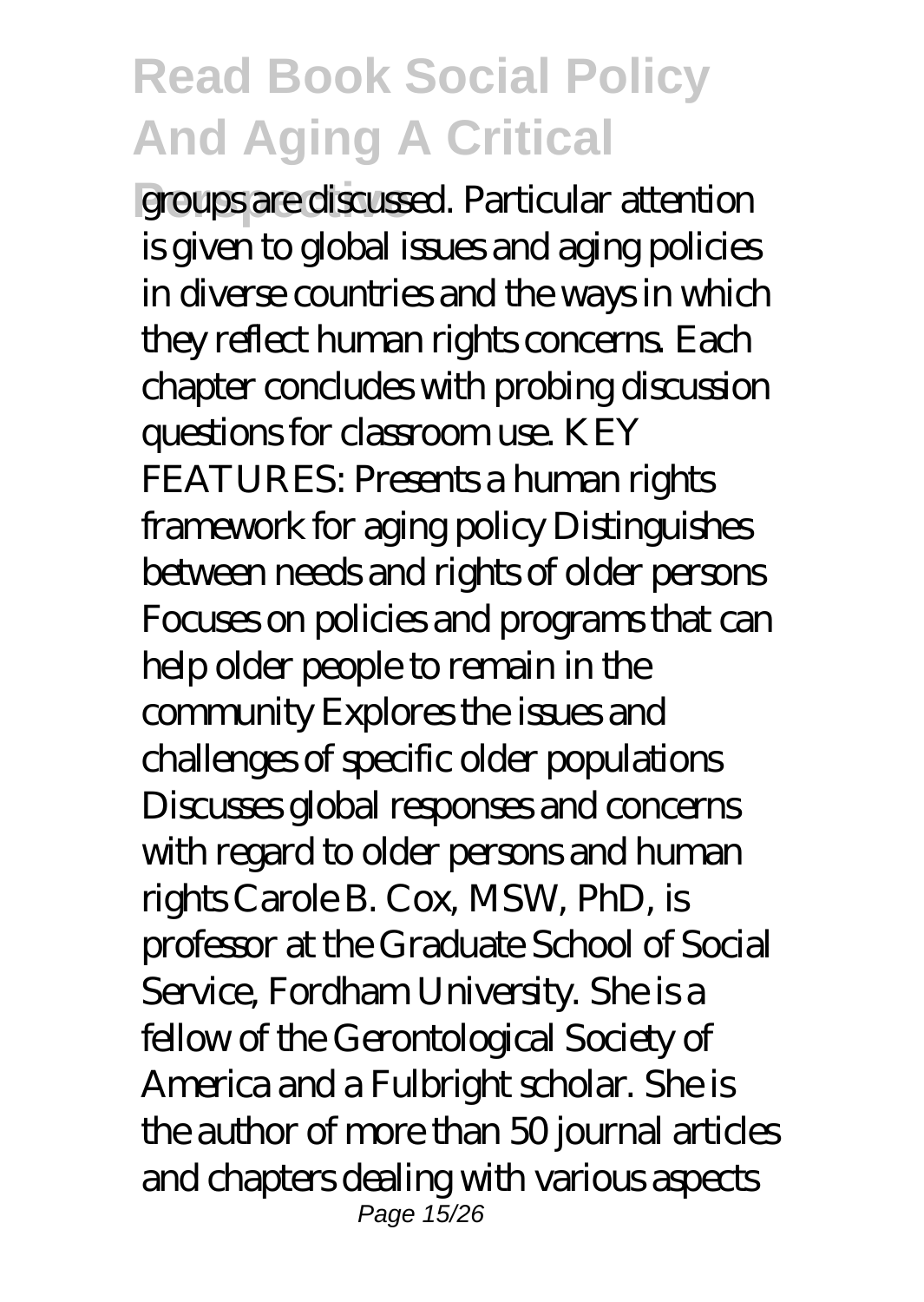groups are discussed. Particular attention is given to global issues and aging policies in diverse countries and the ways in which they reflect human rights concerns. Each chapter concludes with probing discussion questions for classroom use. KEY FEATURES: Presents a human rights framework for aging policy Distinguishes between needs and rights of older persons Focuses on policies and programs that can help older people to remain in the community Explores the issues and challenges of specific older populations Discusses global responses and concerns with regard to older persons and human rights Carole B. Cox, MSW, PhD, is professor at the Graduate School of Social Service, Fordham University. She is a fellow of the Gerontological Society of America and a Fulbright scholar. She is the author of more than 50 journal articles and chapters dealing with various aspects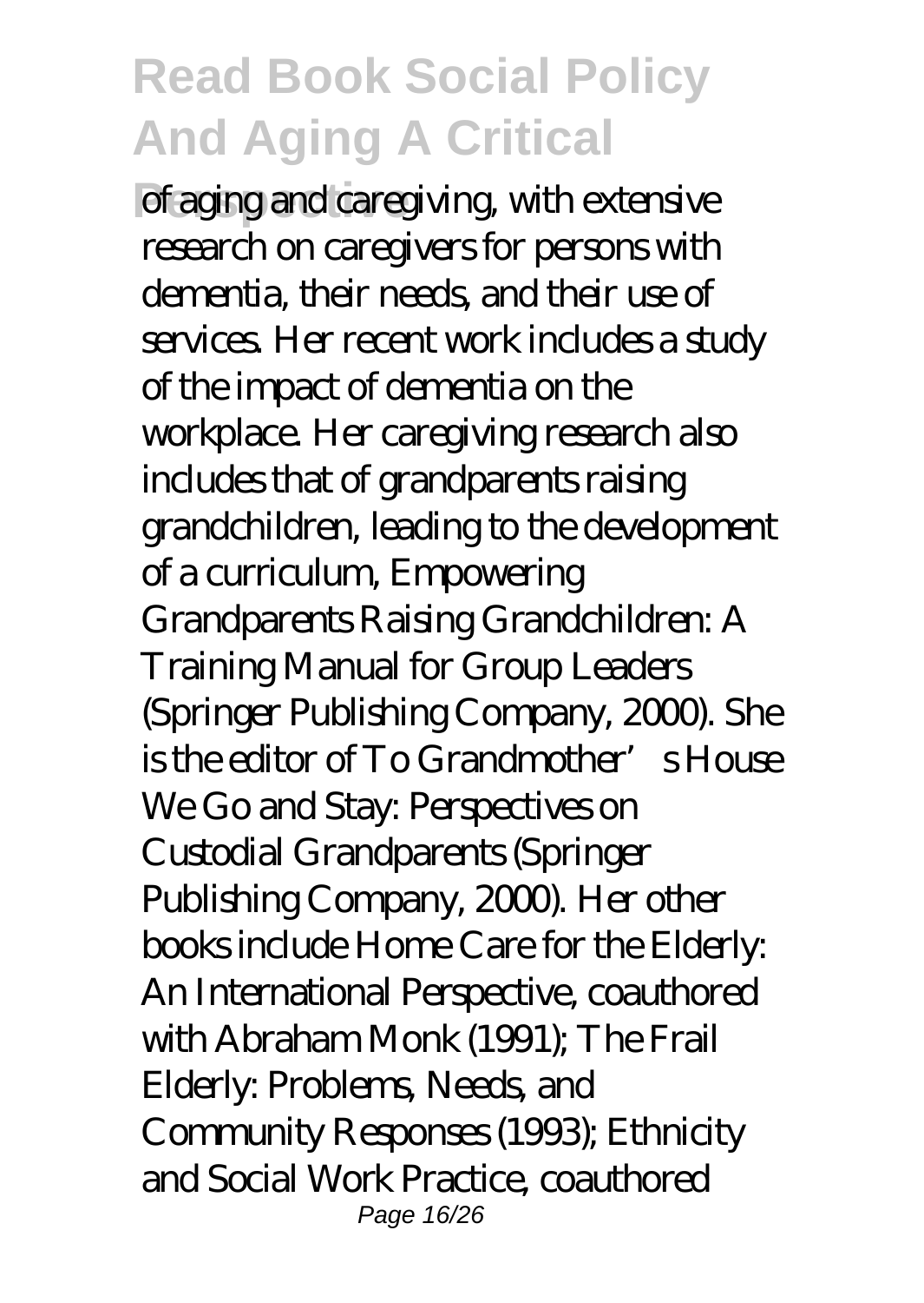of aging and caregiving, with extensive research on caregivers for persons with dementia, their needs, and their use of services. Her recent work includes a study of the impact of dementia on the workplace. Her caregiving research also includes that of grandparents raising grandchildren, leading to the development of a curriculum, Empowering Grandparents Raising Grandchildren: A Training Manual for Group Leaders (Springer Publishing Company, 2000). She is the editor of To Grandmother's House We Go and Stay: Perspectives on Custodial Grandparents (Springer Publishing Company, 2000). Her other books include Home Care for the Elderly: An International Perspective, coauthored with Abraham Monk (1991); The Frail Elderly: Problems, Needs, and Community Responses (1993); Ethnicity and Social Work Practice, coauthored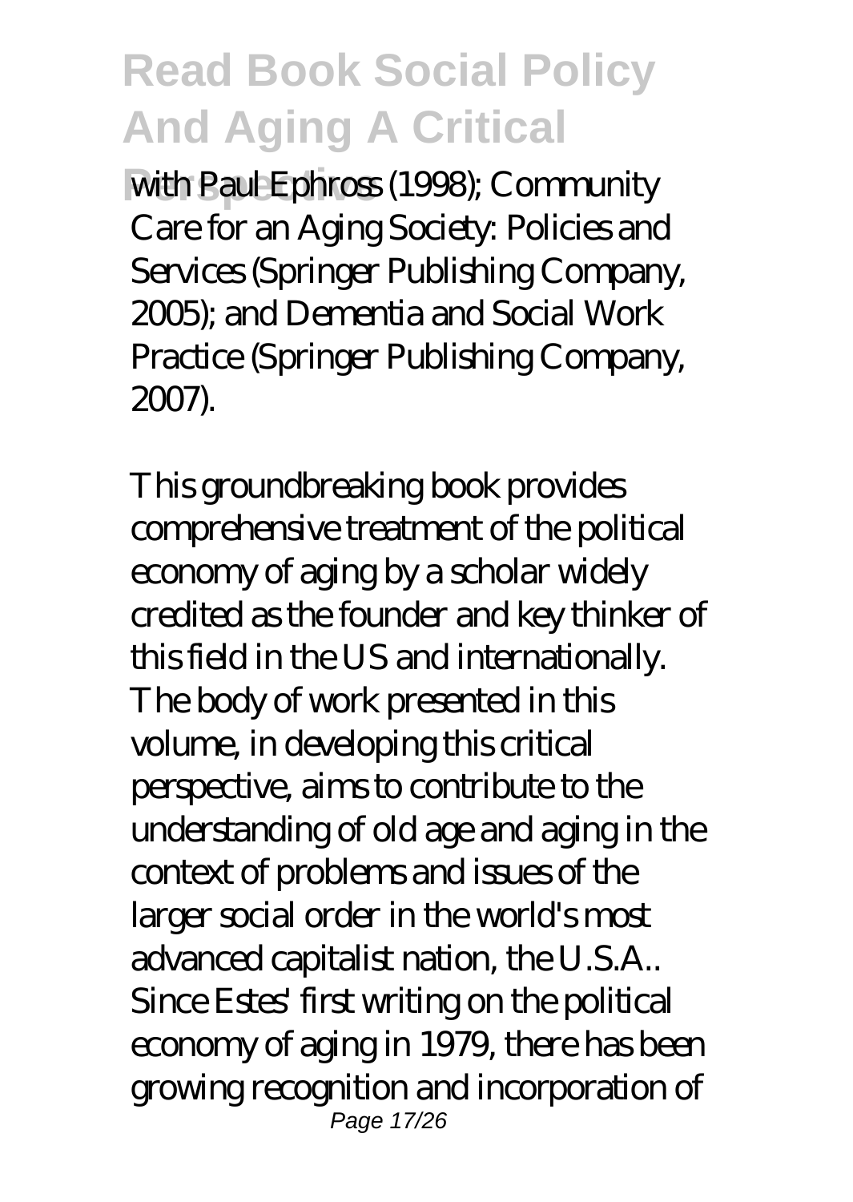with Paul Ephross (1998); Community Care for an Aging Society: Policies and Services (Springer Publishing Company, 2005); and Dementia and Social Work Practice (Springer Publishing Company, 2007).

This groundbreaking book provides comprehensive treatment of the political economy of aging by a scholar widely credited as the founder and key thinker of this field in the US and internationally. The body of work presented in this volume, in developing this critical perspective, aims to contribute to the understanding of old age and aging in the context of problems and issues of the larger social order in the world's most advanced capitalist nation, the U.S.A.. Since Estes' first writing on the political economy of aging in 1979, there has been growing recognition and incorporation of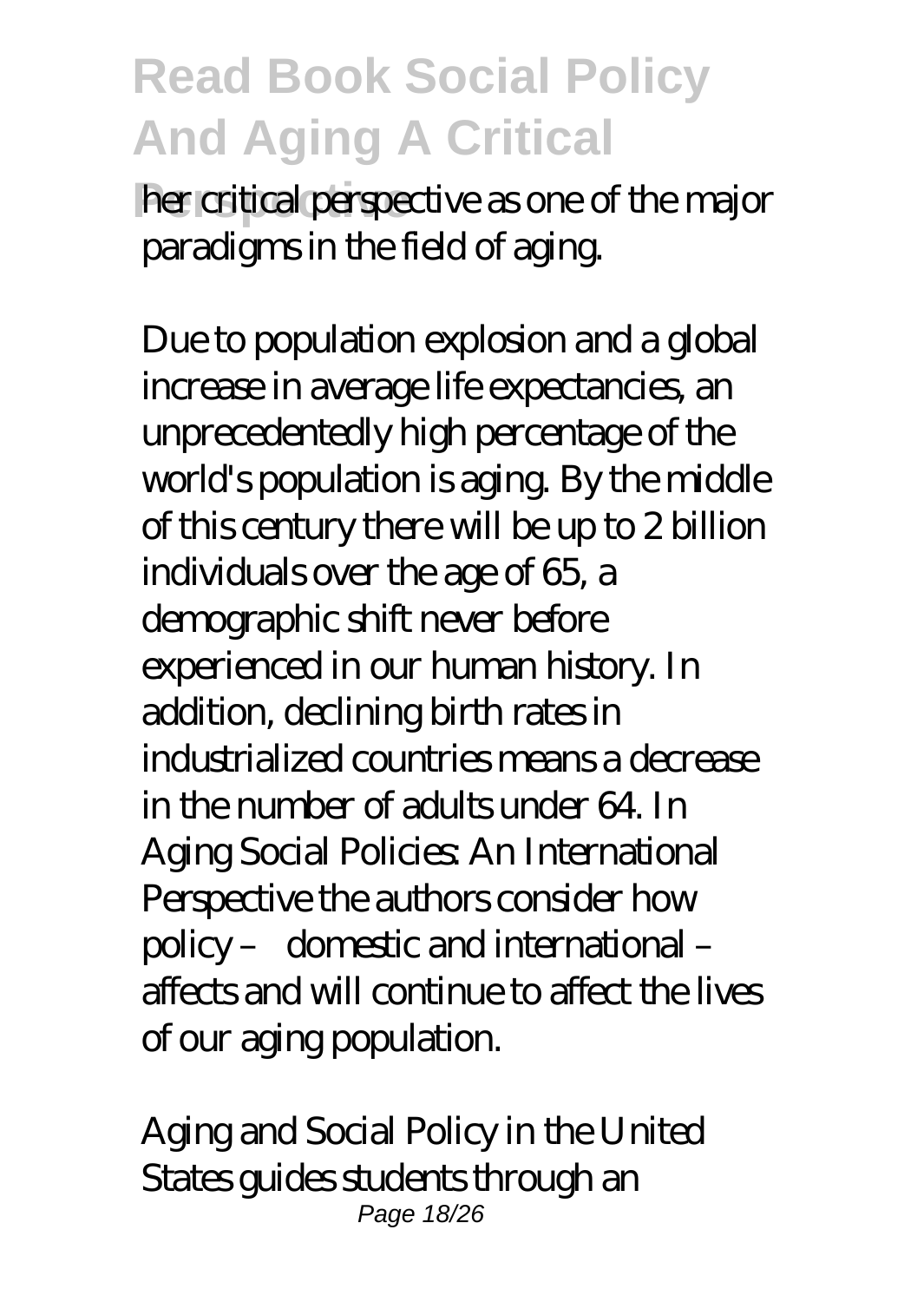her critical perspective as one of the major paradigms in the field of aging.

Due to population explosion and a global increase in average life expectancies, an unprecedentedly high percentage of the world's population is aging. By the middle of this century there will be up to 2 billion individuals over the age of 65, a demographic shift never before experienced in our human history. In addition, declining birth rates in industrialized countries means a decrease in the number of adults under 64. In Aging Social Policies: An International Perspective the authors consider how policy – domestic and international – affects and will continue to affect the lives of our aging population.

Aging and Social Policy in the United States guides students through an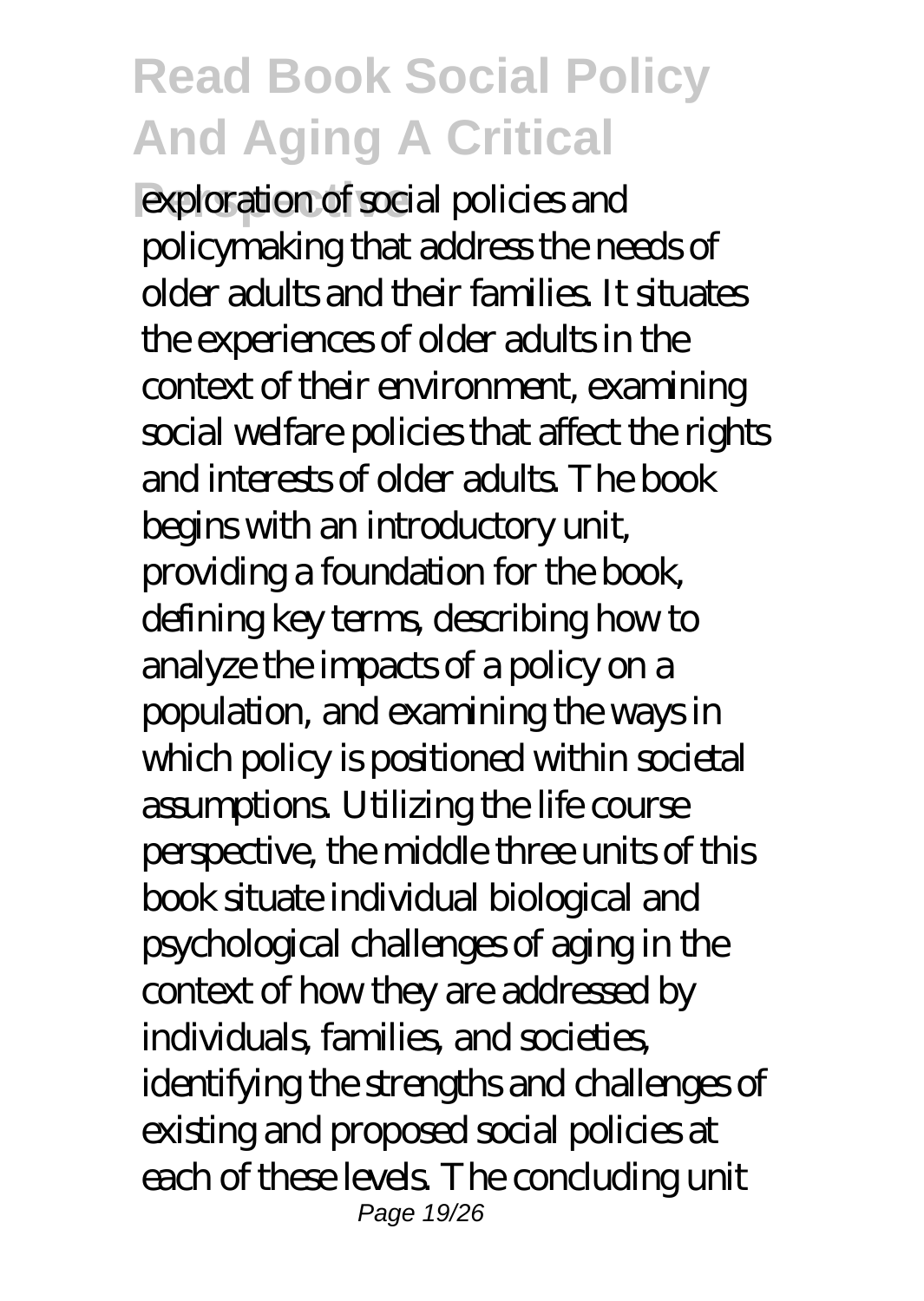exploration of social policies and policymaking that address the needs of older adults and their families. It situates the experiences of older adults in the context of their environment, examining social welfare policies that affect the rights and interests of older adults. The book begins with an introductory unit, providing a foundation for the book, defining key terms, describing how to analyze the impacts of a policy on a population, and examining the ways in which policy is positioned within societal assumptions. Utilizing the life course perspective, the middle three units of this book situate individual biological and psychological challenges of aging in the context of how they are addressed by individuals, families, and societies, identifying the strengths and challenges of existing and proposed social policies at each of these levels. The concluding unit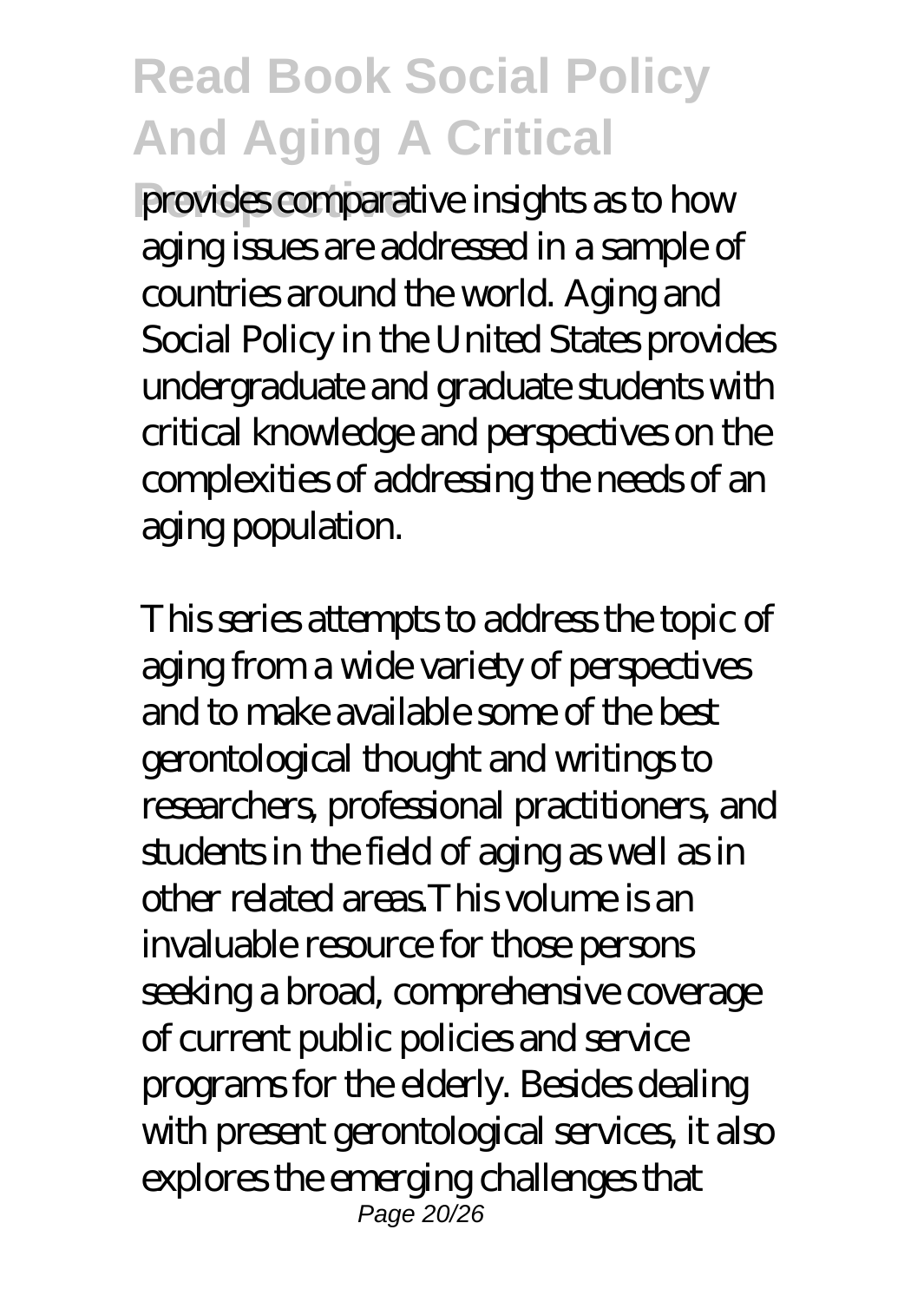provides comparative insights as to how aging issues are addressed in a sample of countries around the world. Aging and Social Policy in the United States provides undergraduate and graduate students with critical knowledge and perspectives on the complexities of addressing the needs of an aging population.

This series attempts to address the topic of aging from a wide variety of perspectives and to make available some of the best gerontological thought and writings to researchers, professional practitioners, and students in the field of aging as well as in other related areas.This volume is an invaluable resource for those persons seeking a broad, comprehensive coverage of current public policies and service programs for the elderly. Besides dealing with present gerontological services, it also explores the emerging challenges that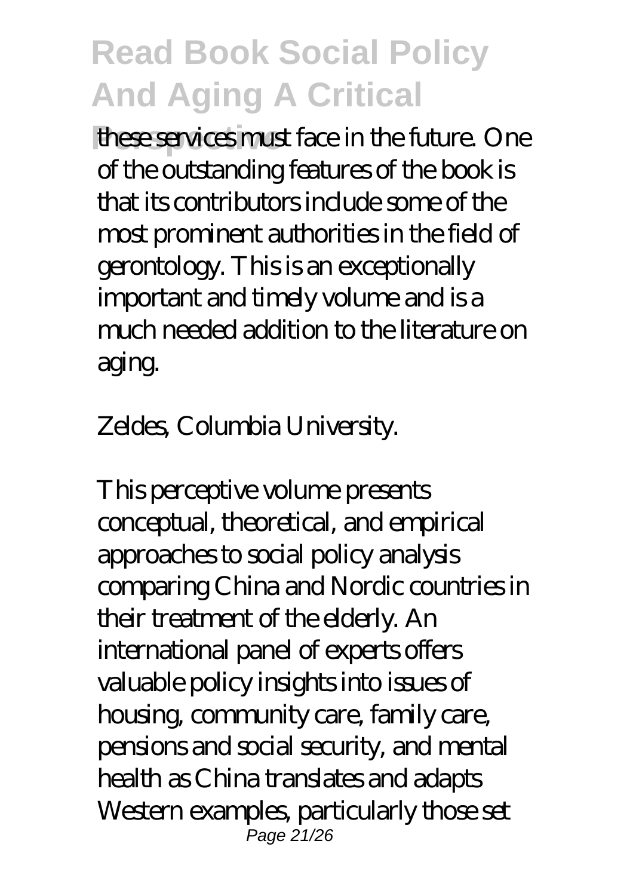these services must face in the future. One of the outstanding features of the book is that its contributors include some of the most prominent authorities in the field of gerontology. This is an exceptionally important and timely volume and is a much needed addition to the literature on aging.

Zeldes, Columbia University.

This perceptive volume presents conceptual, theoretical, and empirical approaches to social policy analysis comparing China and Nordic countries in their treatment of the elderly. An international panel of experts offers valuable policy insights into issues of housing, community care, family care, pensions and social security, and mental health as China translates and adapts Western examples, particularly those set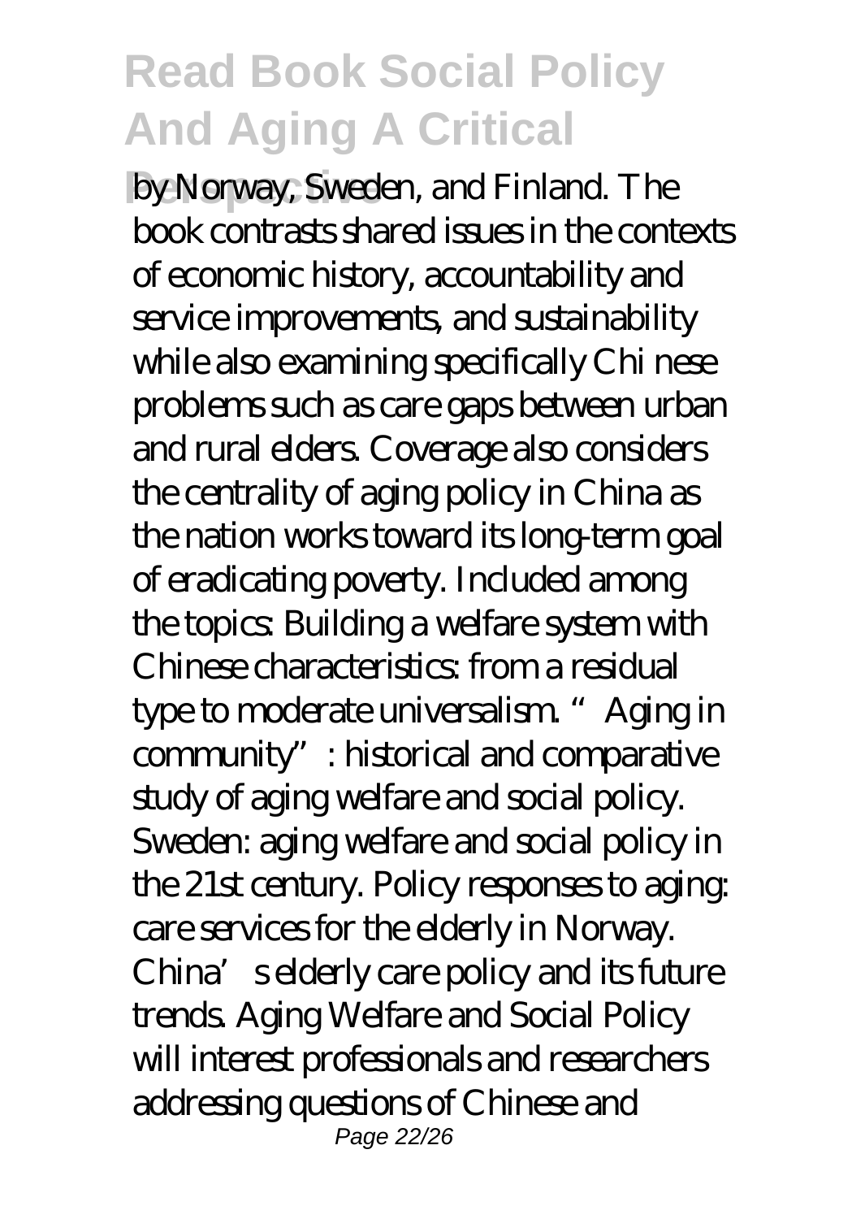by Norway, Sweden, and Finland. The book contrasts shared issues in the contexts of economic history, accountability and service improvements, and sustainability while also examining specifically Chi nese problems such as care gaps between urban and rural elders. Coverage also considers the centrality of aging policy in China as the nation works toward its long-term goal of eradicating poverty. Included among the topics: Building a welfare system with Chinese characteristics: from a residual type to moderate universalism. "Aging in community": historical and comparative study of aging welfare and social policy. Sweden: aging welfare and social policy in the 21st century. Policy responses to aging: care services for the elderly in Norway. China's elderly care policy and its future trends. Aging Welfare and Social Policy will interest professionals and researchers addressing questions of Chinese and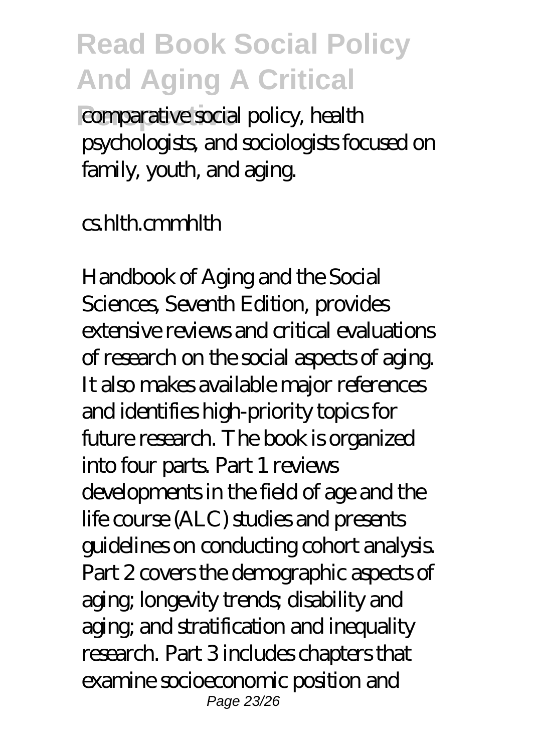comparative social policy, health psychologists, and sociologists focused on family, youth, and aging.

cs.hlth.cmmhlth

Handbook of Aging and the Social Sciences, Seventh Edition, provides extensive reviews and critical evaluations of research on the social aspects of aging. It also makes available major references and identifies high-priority topics for future research. The book is organized into four parts. Part 1 reviews developments in the field of age and the life course (ALC) studies and presents guidelines on conducting cohort analysis. Part 2 covers the demographic aspects of aging; longevity trends; disability and aging; and stratification and inequality research. Part 3 includes chapters that examine socioeconomic position and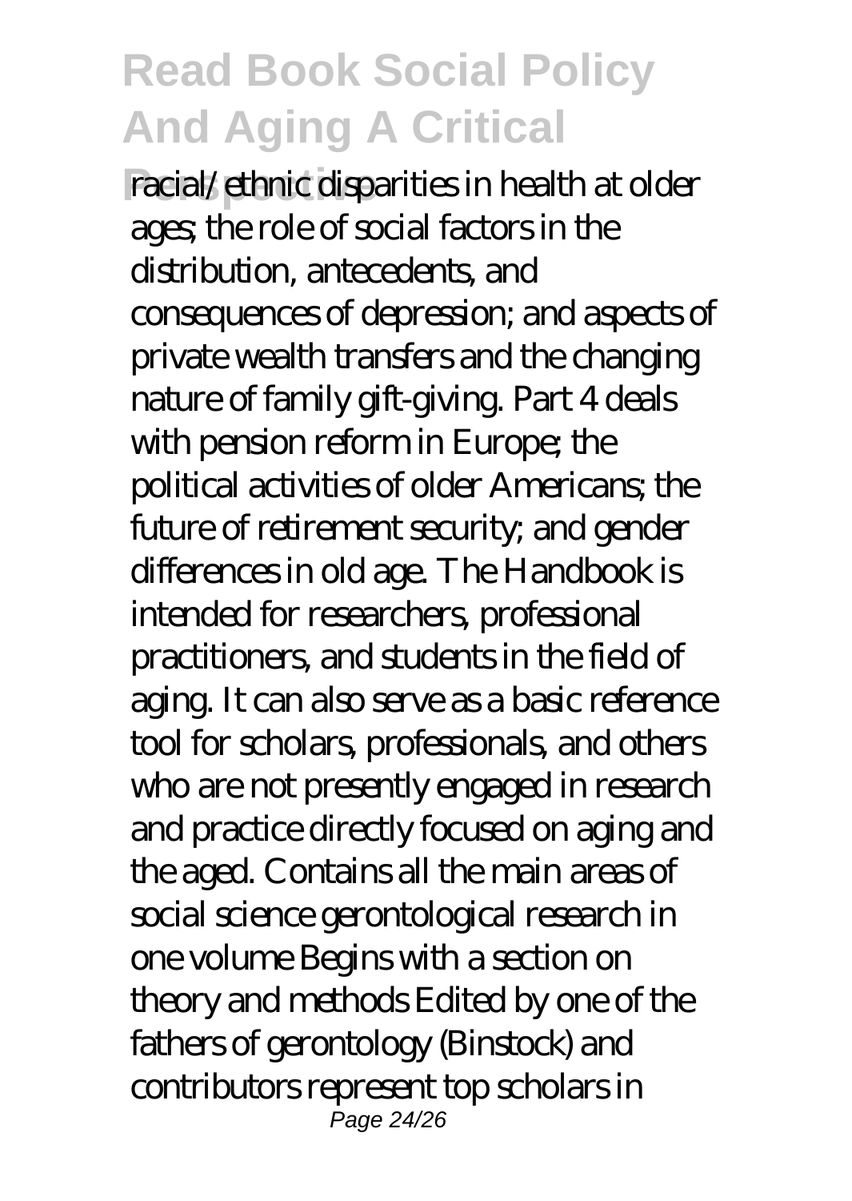racial/ethnic disparities in health at older ages; the role of social factors in the distribution, antecedents, and consequences of depression; and aspects of private wealth transfers and the changing nature of family gift-giving. Part 4 deals with pension reform in Europe; the political activities of older Americans; the future of retirement security; and gender differences in old age. The Handbook is intended for researchers, professional practitioners, and students in the field of aging. It can also serve as a basic reference tool for scholars, professionals, and others who are not presently engaged in research and practice directly focused on aging and the aged. Contains all the main areas of social science gerontological research in one volume Begins with a section on theory and methods Edited by one of the fathers of gerontology (Binstock) and contributors represent top scholars in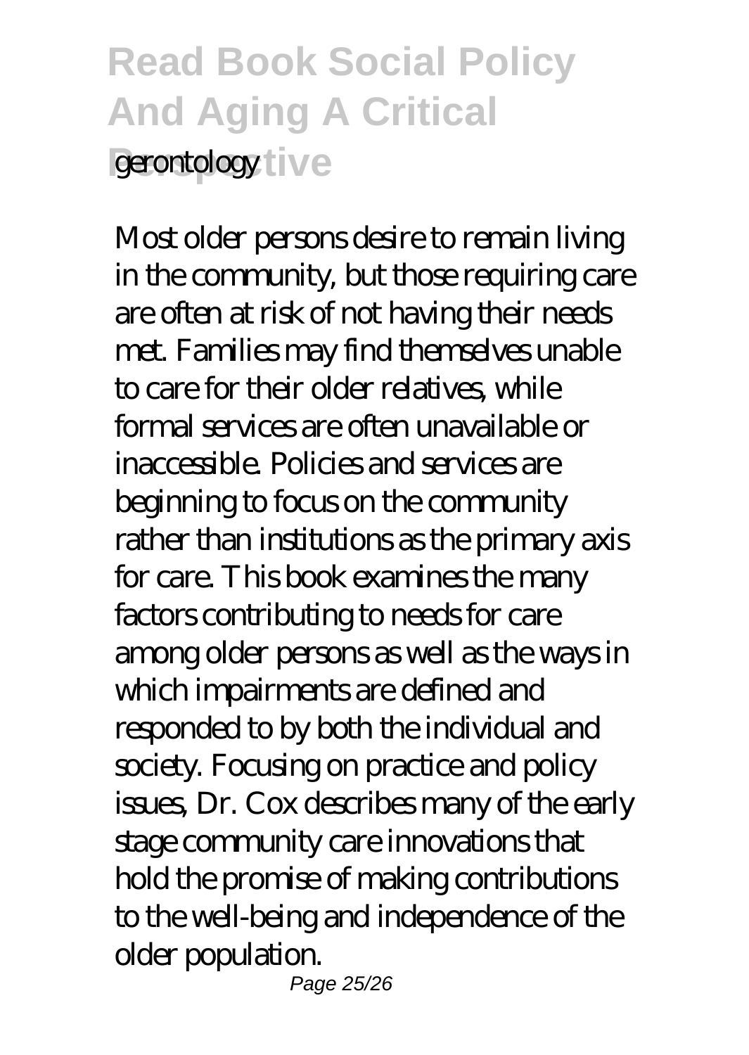gerontology

Most older persons desire to remain living in the community, but those requiring care are often at risk of not having their needs met. Families may find themselves unable to care for their older relatives, while formal services are often unavailable or inaccessible. Policies and services are beginning to focus on the community rather than institutions as the primary axis for care. This book examines the many factors contributing to needs for care among older persons as well as the ways in which impairments are defined and responded to by both the individual and society. Focusing on practice and policy issues, Dr. Cox describes many of the early stage community care innovations that hold the promise of making contributions to the well-being and independence of the older population.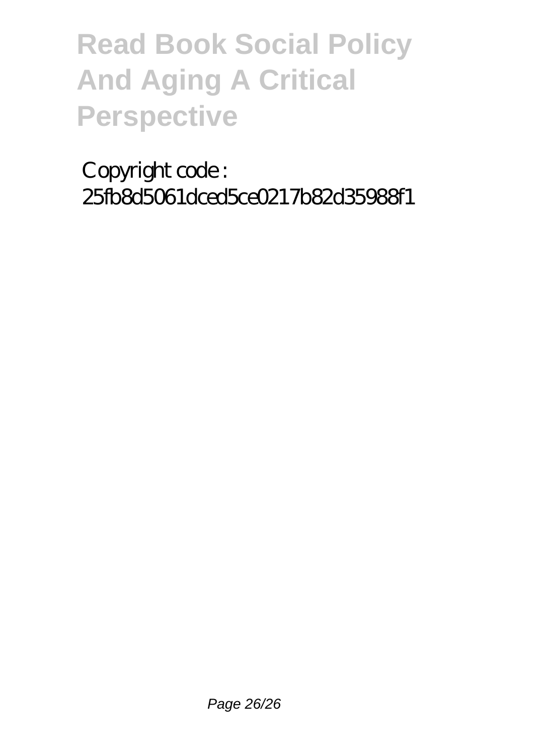Copyright code : 25fb8d5061dced5ce0217b82d35988f1